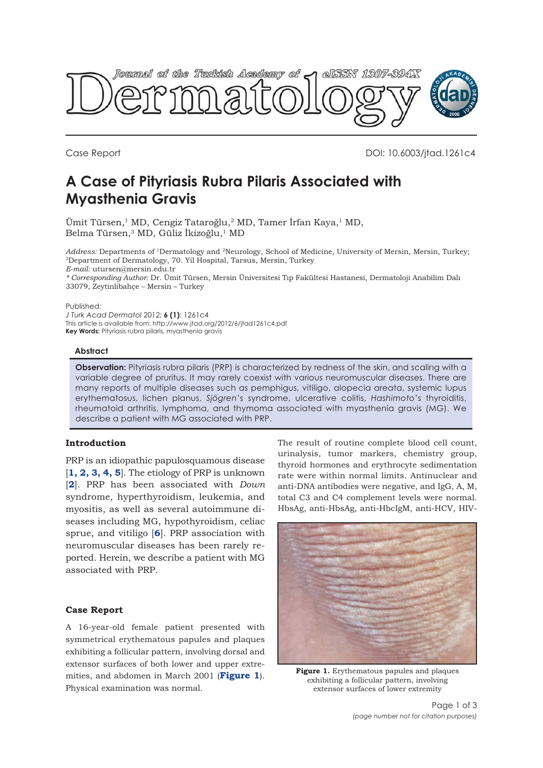Case Report

DOI: 10.6003/jtad.1261c4

# A Case of Pityriasis Rubra Pilaris Associated with Myasthenia Gravis

Ümit Türsen,[1] MD, Cengiz Tataroğlu,[2] MD, Tamer İrfan Kaya,[1] MD, Belma Türsen,[3] MD, Güliz İkizoğlu,[1] MD

*Address:* Departments of [1]Dermatology and [2]Neurology, School of Medicine, University of Mersin, Mersin, Turkey; [3]Department of Dermatology, 70. Yil Hospital, Tarsus, Mersin, Turkey
*E-mail:* utursen@mersin.edu.tr
*\* Corresponding Author:* Dr. Ümit Türsen, Mersin Üniversitesi Tıp Fakültesi Hastanesi, Dermatoloji Anabilim Dalı 33079, Zeytinlibahçe – Mersin – Turkey

Published:
*J Turk Acad Dermatol* 2012; **6 (1)**: 1261c4
This article is available from: http://www.jtad.org/2012/6/jtad1261c4.pdf
**Key Words:** Pityriasis rubra pilaris, myasthenia gravis

## Abstract

**Observation:** Pityriasis rubra pilaris (PRP) is characterized by redness of the skin, and scaling with a variable degree of pruritus. It may rarely coexist with various neuromuscular diseases. There are many reports of multiple diseases such as pemphigus, vitiligo, alopecia areata, systemic lupus erythematosus, lichen planus, *Sjögren*'s syndrome, ulcerative colitis, *Hashimoto*'s thyroiditis, rheumatoid arthritis, lymphoma, and thymoma associated with myasthenia gravis (MG). We describe a patient with MG associated with PRP.

## Introduction

PRP is an idiopathic papulosquamous disease [**1, 2, 3, 4, 5**]. The etiology of PRP is unknown [**2**]. PRP has been associated with *Down* syndrome, hyperthyroidism, leukemia, and myositis, as well as several autoimmune diseases including MG, hypothyroidism, celiac sprue, and vitiligo [**6**]. PRP association with neuromuscular diseases has been rarely reported. Herein, we describe a patient with MG associated with PRP.

## Case Report

A 16-year-old female patient presented with symmetrical erythematous papules and plaques exhibiting a follicular pattern, involving dorsal and extensor surfaces of both lower and upper extremities, and abdomen in March 2001 (**Figure 1**). Physical examination was normal.

The result of routine complete blood cell count, urinalysis, tumor markers, chemistry group, thyroid hormones and erythrocyte sedimentation rate were within normal limits. Antinuclear and anti-DNA antibodies were negative, and IgG, A, M, total C3 and C4 complement levels were normal. HbsAg, anti-HbsAg, anti-HbcIgM, anti-HCV, HIV-

**Figure 1.** Erythematous papules and plaques exhibiting a follicular pattern, involving extensor surfaces of lower extremity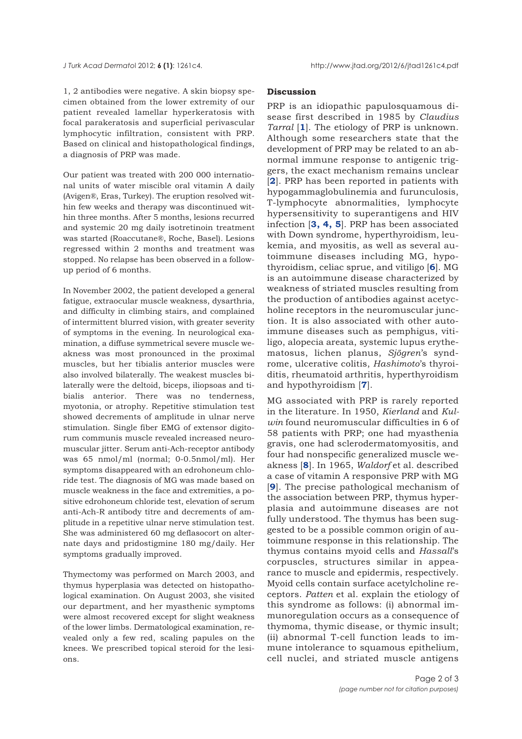1, 2 antibodies were negative. A skin biopsy specimen obtained from the lower extremity of our patient revealed lamellar hyperkeratosis with focal parakeratosis and superficial perivascular lymphocytic infiltration, consistent with PRP. Based on clinical and histopathological findings, a diagnosis of PRP was made.

Our patient was treated with 200 000 international units of water miscible oral vitamin A daily (Avigen®, Eras, Turkey). The eruption resolved within few weeks and therapy was discontinued within three months. After 5 months, lesions recurred and systemic 20 mg daily isotretinoin treatment was started (Roaccutane®, Roche, Basel). Lesions regressed within 2 months and treatment was stopped. No relapse has been observed in a follow-up period of 6 months.

In November 2002, the patient developed a general fatigue, extraocular muscle weakness, dysarthria, and difficulty in climbing stairs, and complained of intermittent blurred vision, with greater severity of symptoms in the evening. In neurological examination, a diffuse symmetrical severe muscle weakness was most pronounced in the proximal muscles, but her tibialis anterior muscles were also involved bilaterally. The weakest muscles bilaterally were the deltoid, biceps, iliopsoas and tibialis anterior. There was no tenderness, myotonia, or atrophy. Repetitive stimulation test showed decrements of amplitude in ulnar nerve stimulation. Single fiber EMG of extensor digitorum communis muscle revealed increased neuromuscular jitter. Serum anti-Ach-receptor antibody was 65 nmol/ml (normal; 0-0.5nmol/ml). Her symptoms disappeared with an edrohoneum chloride test. The diagnosis of MG was made based on muscle weakness in the face and extremities, a positive edrohoneum chloride test, elevation of serum anti-Ach-R antibody titre and decrements of amplitude in a repetitive ulnar nerve stimulation test. She was administered 60 mg deflasocort on alternate days and pridostigmine 180 mg/daily. Her symptoms gradually improved.

Thymectomy was performed on March 2003, and thymus hyperplasia was detected on histopathological examination. On August 2003, she visited our department, and her myasthenic symptoms were almost recovered except for slight weakness of the lower limbs. Dermatological examination, revealed only a few red, scaling papules on the knees. We prescribed topical steroid for the lesions.

## Discussion

PRP is an idiopathic papulosquamous disease first described in 1985 by *Claudius Tarral* [**1**]. The etiology of PRP is unknown. Although some researchers state that the development of PRP may be related to an abnormal immune response to antigenic triggers, the exact mechanism remains unclear [**2**]. PRP has been reported in patients with hypogammaglobulinemia and furunculosis, T-lymphocyte abnormalities, lymphocyte hypersensitivity to superantigens and HIV infection [**3, 4, 5**]. PRP has been associated with Down syndrome, hyperthyroidism, leukemia, and myositis, as well as several autoimmune diseases including MG, hypothyroidism, celiac sprue, and vitiligo [**6**]. MG is an autoimmune disease characterized by weakness of striated muscles resulting from the production of antibodies against acetycholine receptors in the neuromuscular junction. It is also associated with other autoimmune diseases such as pemphigus, vitiligo, alopecia areata, systemic lupus erythematosus, lichen planus, *Sjögren*'s syndrome, ulcerative colitis, *Hashimoto*'s thyroiditis, rheumatoid arthritis, hyperthyroidism and hypothyroidism [**7**].

MG associated with PRP is rarely reported in the literature. In 1950, *Kierland* and *Kulwin* found neuromuscular difficulties in 6 of 58 patients with PRP; one had myasthenia gravis, one had sclerodermatomyositis, and four had nonspecific generalized muscle weakness [**8**]. In 1965, *Waldorf* et al. described a case of vitamin A responsive PRP with MG [**9**]. The precise pathological mechanism of the association between PRP, thymus hyperplasia and autoimmune diseases are not fully understood. The thymus has been suggested to be a possible common origin of autoimmune response in this relationship. The thymus contains myoid cells and *Hassall*'s corpuscles, structures similar in appearance to muscle and epidermis, respectively. Myoid cells contain surface acetylcholine receptors. *Patten* et al. explain the etiology of this syndrome as follows: (i) abnormal immunoregulation occurs as a consequence of thymoma, thymic disease, or thymic insult; (ii) abnormal T-cell function leads to immune intolerance to squamous epithelium, cell nuclei, and striated muscle antigens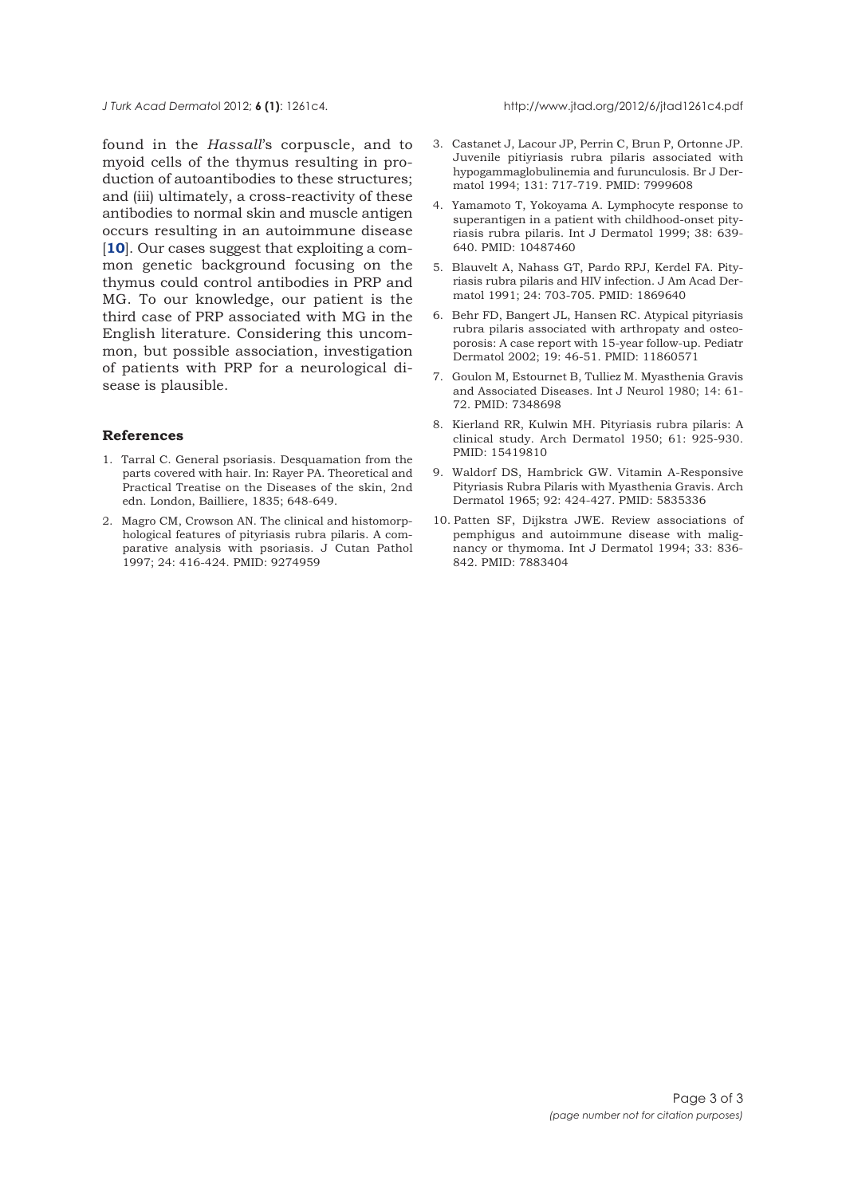found in the *Hassall*'s corpuscle, and to myoid cells of the thymus resulting in production of autoantibodies to these structures; and (iii) ultimately, a cross-reactivity of these antibodies to normal skin and muscle antigen occurs resulting in an autoimmune disease [**10**]. Our cases suggest that exploiting a common genetic background focusing on the thymus could control antibodies in PRP and MG. To our knowledge, our patient is the third case of PRP associated with MG in the English literature. Considering this uncommon, but possible association, investigation of patients with PRP for a neurological disease is plausible.

## References

1. Tarral C. General psoriasis. Desquamation from the parts covered with hair. In: Rayer PA. Theoretical and Practical Treatise on the Diseases of the skin, 2nd edn. London, Bailliere, 1835; 648-649.
2. Magro CM, Crowson AN. The clinical and histomorphological features of pityriasis rubra pilaris. A comparative analysis with psoriasis. J Cutan Pathol 1997; 24: 416-424. PMID: 9274959
3. Castanet J, Lacour JP, Perrin C, Brun P, Ortonne JP. Juvenile pitiyriasis rubra pilaris associated with hypogammaglobulinemia and furunculosis. Br J Dermatol 1994; 131: 717-719. PMID: 7999608
4. Yamamoto T, Yokoyama A. Lymphocyte response to superantigen in a patient with childhood-onset pityriasis rubra pilaris. Int J Dermatol 1999; 38: 639-640. PMID: 10487460
5. Blauvelt A, Nahass GT, Pardo RPJ, Kerdel FA. Pityriasis rubra pilaris and HIV infection. J Am Acad Dermatol 1991; 24: 703-705. PMID: 1869640
6. Behr FD, Bangert JL, Hansen RC. Atypical pityriasis rubra pilaris associated with arthropaty and osteoporosis: A case report with 15-year follow-up. Pediatr Dermatol 2002; 19: 46-51. PMID: 11860571
7. Goulon M, Estournet B, Tulliez M. Myasthenia Gravis and Associated Diseases. Int J Neurol 1980; 14: 61-72. PMID: 7348698
8. Kierland RR, Kulwin MH. Pityriasis rubra pilaris: A clinical study. Arch Dermatol 1950; 61: 925-930. PMID: 15419810
9. Waldorf DS, Hambrick GW. Vitamin A-Responsive Pityriasis Rubra Pilaris with Myasthenia Gravis. Arch Dermatol 1965; 92: 424-427. PMID: 5835336
10. Patten SF, Dijkstra JWE. Review associations of pemphigus and autoimmune disease with malignancy or thymoma. Int J Dermatol 1994; 33: 836-842. PMID: 7883404